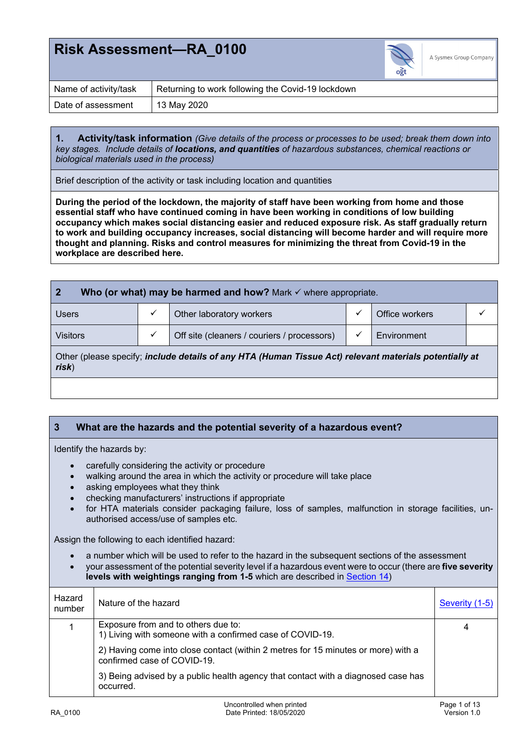# Risk Assessment—RA_0100

A Sysmex Group Company

| Name of activity/task | Returning to work following the Covid-19 lockdown |
|---|---|
| Date of assessment | 13 May 2020 |

## 1. Activity/task information *(Give details of the process or processes to be used; break them down into key stages. Include details of **locations, and quantities** of hazardous substances, chemical reactions or biological materials used in the process)*

Brief description of the activity or task including location and quantities

**During the period of the lockdown, the majority of staff have been working from home and those essential staff who have continued coming in have been working in conditions of low building occupancy which makes social distancing easier and reduced exposure risk. As staff gradually return to work and building occupancy increases, social distancing will become harder and will require more thought and planning. Risks and control measures for minimizing the threat from Covid-19 in the workplace are described here.**

## 2 Who (or what) may be harmed and how? Mark ✓ where appropriate.

| Users | ✓ | Other laboratory workers | ✓ | Office workers | ✓ |
|---|---|---|---|---|---|
| Visitors | ✓ | Off site (cleaners / couriers / processors) | ✓ | Environment | |

Other (please specify; ***include details of any HTA (Human Tissue Act) relevant materials potentially at risk***)

## 3 What are the hazards and the potential severity of a hazardous event?

Identify the hazards by:

- carefully considering the activity or procedure
- walking around the area in which the activity or procedure will take place
- asking employees what they think
- checking manufacturers' instructions if appropriate
- for HTA materials consider packaging failure, loss of samples, malfunction in storage facilities, un-authorised access/use of samples etc.

Assign the following to each identified hazard:

- a number which will be used to refer to the hazard in the subsequent sections of the assessment
- your assessment of the potential severity level if a hazardous event were to occur (there are **five severity levels with weightings ranging from 1-5** which are described in Section 14)

| Hazard number | Nature of the hazard | Severity (1-5) |
|---|---|---|
| 1 | Exposure from and to others due to:<br>1) Living with someone with a confirmed case of COVID-19.<br>2) Having come into close contact (within 2 metres for 15 minutes or more) with a confirmed case of COVID-19.<br>3) Being advised by a public health agency that contact with a diagnosed case has occurred. | 4 |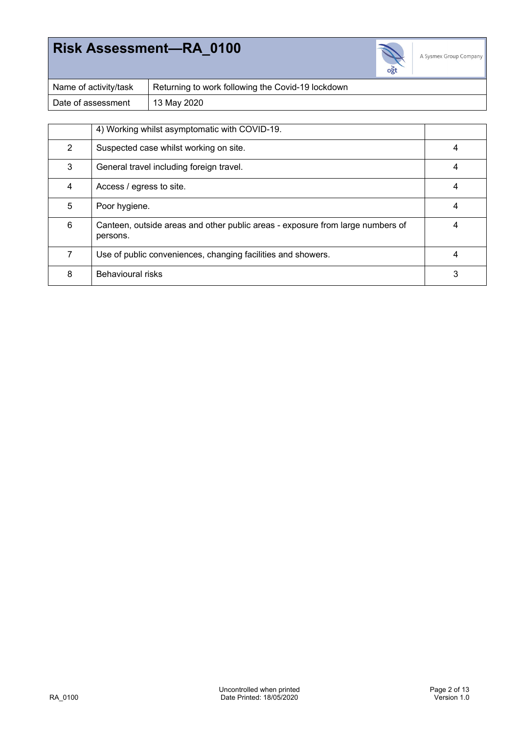# Risk Assessment—RA_0100

| Name of activity/task | Returning to work following the Covid-19 lockdown |
|---|---|
| Date of assessment | 13 May 2020 |

| | | |
|---|---|---|
| | 4) Working whilst asymptomatic with COVID-19. | |
| 2 | Suspected case whilst working on site. | 4 |
| 3 | General travel including foreign travel. | 4 |
| 4 | Access / egress to site. | 4 |
| 5 | Poor hygiene. | 4 |
| 6 | Canteen, outside areas and other public areas - exposure from large numbers of persons. | 4 |
| 7 | Use of public conveniences, changing facilities and showers. | 4 |
| 8 | Behavioural risks | 3 |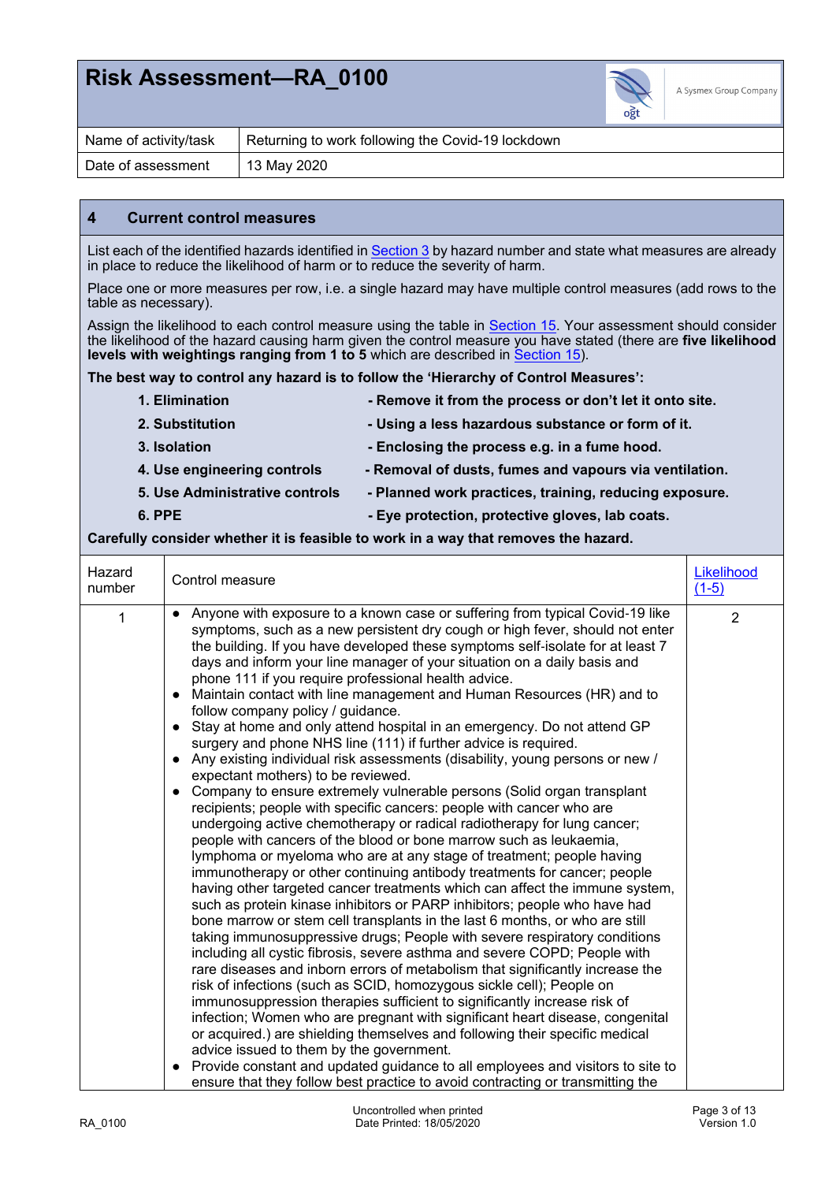# Risk Assessment—RA_0100

| Name of activity/task | Returning to work following the Covid-19 lockdown |
|---|---|
| Date of assessment | 13 May 2020 |

## 4 Current control measures

List each of the identified hazards identified in Section 3 by hazard number and state what measures are already in place to reduce the likelihood of harm or to reduce the severity of harm.

Place one or more measures per row, i.e. a single hazard may have multiple control measures (add rows to the table as necessary).

Assign the likelihood to each control measure using the table in Section 15. Your assessment should consider the likelihood of the hazard causing harm given the control measure you have stated (there are **five likelihood levels with weightings ranging from 1 to 5** which are described in Section 15).

**The best way to control any hazard is to follow the 'Hierarchy of Control Measures':**

1. **Elimination** **- Remove it from the process or don't let it onto site.**
2. **Substitution** **- Using a less hazardous substance or form of it.**
3. **Isolation** **- Enclosing the process e.g. in a fume hood.**
4. **Use engineering controls** **- Removal of dusts, fumes and vapours via ventilation.**
5. **Use Administrative controls** **- Planned work practices, training, reducing exposure.**
6. **PPE** **- Eye protection, protective gloves, lab coats.**

**Carefully consider whether it is feasible to work in a way that removes the hazard.**

| Hazard number | Control measure | Likelihood (1-5) |
|---|---|---|
| 1 | • Anyone with exposure to a known case or suffering from typical Covid-19 like symptoms, such as a new persistent dry cough or high fever, should not enter the building. If you have developed these symptoms self-isolate for at least 7 days and inform your line manager of your situation on a daily basis and phone 111 if you require professional health advice.<br>• Maintain contact with line management and Human Resources (HR) and to follow company policy / guidance.<br>• Stay at home and only attend hospital in an emergency. Do not attend GP surgery and phone NHS line (111) if further advice is required.<br>• Any existing individual risk assessments (disability, young persons or new / expectant mothers) to be reviewed.<br>• Company to ensure extremely vulnerable persons (Solid organ transplant recipients; people with specific cancers: people with cancer who are undergoing active chemotherapy or radical radiotherapy for lung cancer; people with cancers of the blood or bone marrow such as leukaemia, lymphoma or myeloma who are at any stage of treatment; people having immunotherapy or other continuing antibody treatments for cancer; people having other targeted cancer treatments which can affect the immune system, such as protein kinase inhibitors or PARP inhibitors; people who have had bone marrow or stem cell transplants in the last 6 months, or who are still taking immunosuppressive drugs; People with severe respiratory conditions including all cystic fibrosis, severe asthma and severe COPD; People with rare diseases and inborn errors of metabolism that significantly increase the risk of infections (such as SCID, homozygous sickle cell); People on immunosuppression therapies sufficient to significantly increase risk of infection; Women who are pregnant with significant heart disease, congenital or acquired.) are shielding themselves and following their specific medical advice issued to them by the government.<br>• Provide constant and updated guidance to all employees and visitors to site to ensure that they follow best practice to avoid contracting or transmitting the | 2 |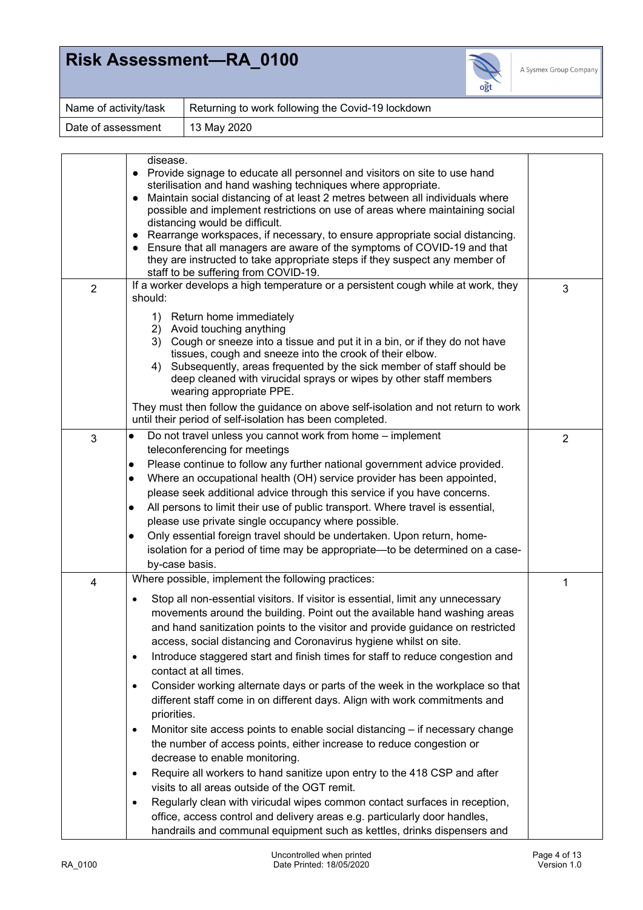# Risk Assessment—RA_0100

| Name of activity/task | Returning to work following the Covid-19 lockdown |
|---|---|
| Date of assessment | 13 May 2020 |

| | | |
|---|---|---|
| | disease.<br>• Provide signage to educate all personnel and visitors on site to use hand sterilisation and hand washing techniques where appropriate.<br>• Maintain social distancing of at least 2 metres between all individuals where possible and implement restrictions on use of areas where maintaining social distancing would be difficult.<br>• Rearrange workspaces, if necessary, to ensure appropriate social distancing.<br>• Ensure that all managers are aware of the symptoms of COVID-19 and that they are instructed to take appropriate steps if they suspect any member of staff to be suffering from COVID-19. | |
| 2 | If a worker develops a high temperature or a persistent cough while at work, they should:<br>1) Return home immediately<br>2) Avoid touching anything<br>3) Cough or sneeze into a tissue and put it in a bin, or if they do not have tissues, cough and sneeze into the crook of their elbow.<br>4) Subsequently, areas frequented by the sick member of staff should be deep cleaned with virucidal sprays or wipes by other staff members wearing appropriate PPE.<br>They must then follow the guidance on above self-isolation and not return to work until their period of self-isolation has been completed. | 3 |
| 3 | • Do not travel unless you cannot work from home – implement teleconferencing for meetings<br>• Please continue to follow any further national government advice provided.<br>• Where an occupational health (OH) service provider has been appointed, please seek additional advice through this service if you have concerns.<br>• All persons to limit their use of public transport. Where travel is essential, please use private single occupancy where possible.<br>• Only essential foreign travel should be undertaken. Upon return, home-isolation for a period of time may be appropriate—to be determined on a case-by-case basis. | 2 |
| 4 | Where possible, implement the following practices:<br>• Stop all non-essential visitors. If visitor is essential, limit any unnecessary movements around the building. Point out the available hand washing areas and hand sanitization points to the visitor and provide guidance on restricted access, social distancing and Coronavirus hygiene whilst on site.<br>• Introduce staggered start and finish times for staff to reduce congestion and contact at all times.<br>• Consider working alternate days or parts of the week in the workplace so that different staff come in on different days. Align with work commitments and priorities.<br>• Monitor site access points to enable social distancing – if necessary change the number of access points, either increase to reduce congestion or decrease to enable monitoring.<br>• Require all workers to hand sanitize upon entry to the 418 CSP and after visits to all areas outside of the OGT remit.<br>• Regularly clean with virucidal wipes common contact surfaces in reception, office, access control and delivery areas e.g. particularly door handles, handrails and communal equipment such as kettles, drinks dispensers and | 1 |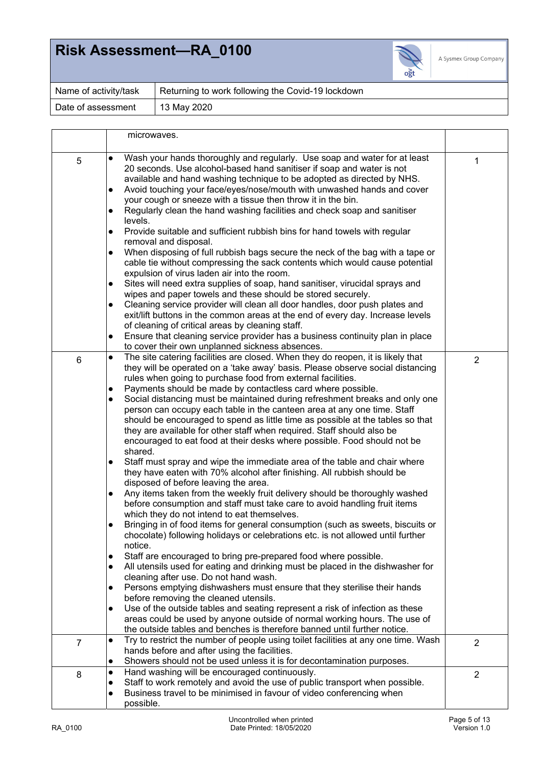# Risk Assessment—RA_0100

| Name of activity/task | Returning to work following the Covid-19 lockdown |
|---|---|
| Date of assessment | 13 May 2020 |

| | | |
|---|---|---|
| | microwaves. | |
| 5 | • Wash your hands thoroughly and regularly. Use soap and water for at least 20 seconds. Use alcohol-based hand sanitiser if soap and water is not available and hand washing technique to be adopted as directed by NHS.<br>• Avoid touching your face/eyes/nose/mouth with unwashed hands and cover your cough or sneeze with a tissue then throw it in the bin.<br>• Regularly clean the hand washing facilities and check soap and sanitiser levels.<br>• Provide suitable and sufficient rubbish bins for hand towels with regular removal and disposal.<br>• When disposing of full rubbish bags secure the neck of the bag with a tape or cable tie without compressing the sack contents which would cause potential expulsion of virus laden air into the room.<br>• Sites will need extra supplies of soap, hand sanitiser, virucidal sprays and wipes and paper towels and these should be stored securely.<br>• Cleaning service provider will clean all door handles, door push plates and exit/lift buttons in the common areas at the end of every day. Increase levels of cleaning of critical areas by cleaning staff.<br>• Ensure that cleaning service provider has a business continuity plan in place to cover their own unplanned sickness absences. | 1 |
| 6 | • The site catering facilities are closed. When they do reopen, it is likely that they will be operated on a 'take away' basis. Please observe social distancing rules when going to purchase food from external facilities.<br>• Payments should be made by contactless card where possible.<br>• Social distancing must be maintained during refreshment breaks and only one person can occupy each table in the canteen area at any one time. Staff should be encouraged to spend as little time as possible at the tables so that they are available for other staff when required. Staff should also be encouraged to eat food at their desks where possible. Food should not be shared.<br>• Staff must spray and wipe the immediate area of the table and chair where they have eaten with 70% alcohol after finishing. All rubbish should be disposed of before leaving the area.<br>• Any items taken from the weekly fruit delivery should be thoroughly washed before consumption and staff must take care to avoid handling fruit items which they do not intend to eat themselves.<br>• Bringing in of food items for general consumption (such as sweets, biscuits or chocolate) following holidays or celebrations etc. is not allowed until further notice.<br>• Staff are encouraged to bring pre-prepared food where possible.<br>• All utensils used for eating and drinking must be placed in the dishwasher for cleaning after use. Do not hand wash.<br>• Persons emptying dishwashers must ensure that they sterilise their hands before removing the cleaned utensils.<br>• Use of the outside tables and seating represent a risk of infection as these areas could be used by anyone outside of normal working hours. The use of the outside tables and benches is therefore banned until further notice. | 2 |
| 7 | • Try to restrict the number of people using toilet facilities at any one time. Wash hands before and after using the facilities.<br>• Showers should not be used unless it is for decontamination purposes. | 2 |
| 8 | • Hand washing will be encouraged continuously.<br>• Staff to work remotely and avoid the use of public transport when possible.<br>• Business travel to be minimised in favour of video conferencing when possible. | 2 |

Uncontrolled when printed
Date Printed: 18/05/2020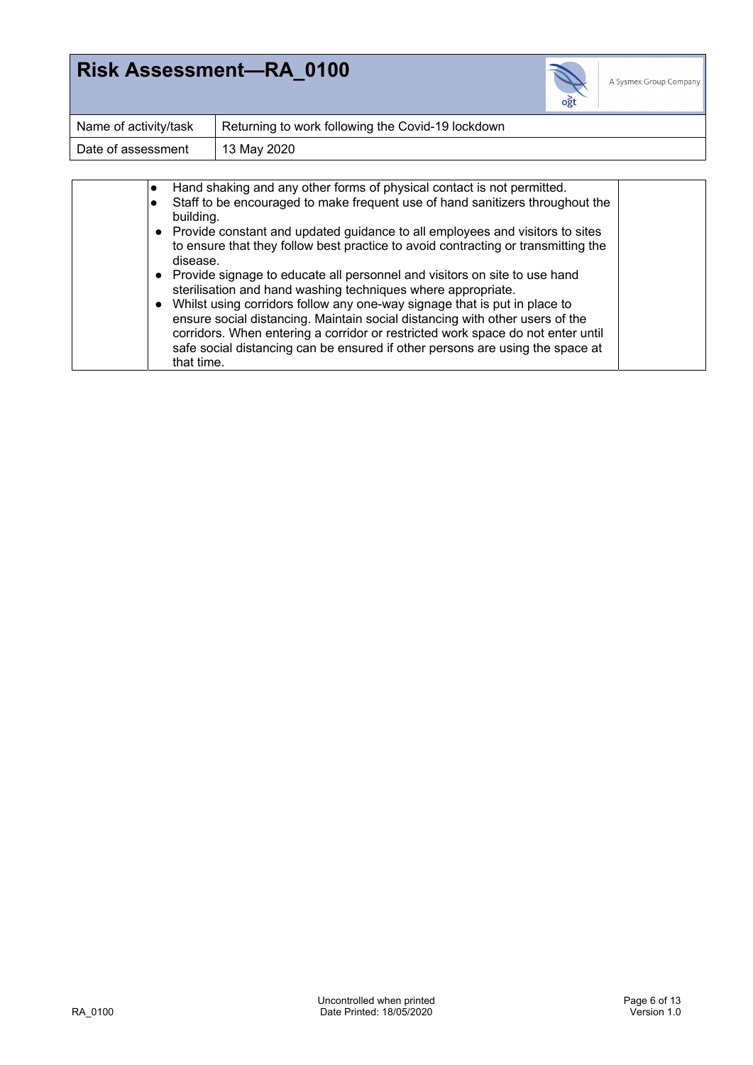# Risk Assessment—RA_0100

| Name of activity/task | Returning to work following the Covid-19 lockdown |
|---|---|
| Date of assessment | 13 May 2020 |

| | | |
|---|---|---|
| | • Hand shaking and any other forms of physical contact is not permitted.<br>• Staff to be encouraged to make frequent use of hand sanitizers throughout the building.<br>• Provide constant and updated guidance to all employees and visitors to sites to ensure that they follow best practice to avoid contracting or transmitting the disease.<br>• Provide signage to educate all personnel and visitors on site to use hand sterilisation and hand washing techniques where appropriate.<br>• Whilst using corridors follow any one-way signage that is put in place to ensure social distancing. Maintain social distancing with other users of the corridors. When entering a corridor or restricted work space do not enter until safe social distancing can be ensured if other persons are using the space at that time. | |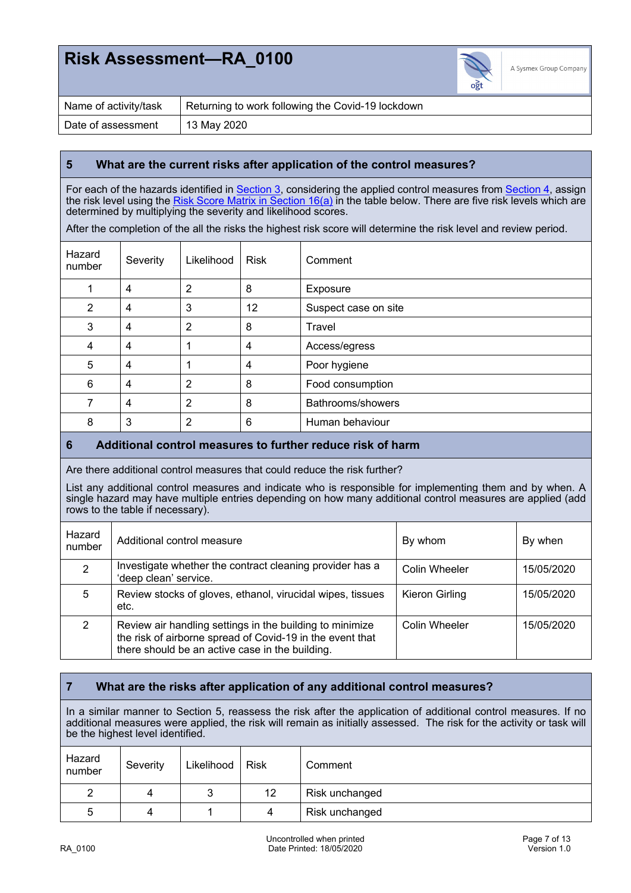# Risk Assessment—RA_0100

| Name of activity/task | Returning to work following the Covid-19 lockdown |
|---|---|
| Date of assessment | 13 May 2020 |

## 5 What are the current risks after application of the control measures?

For each of the hazards identified in Section 3, considering the applied control measures from Section 4, assign the risk level using the Risk Score Matrix in Section 16(a) in the table below. There are five risk levels which are determined by multiplying the severity and likelihood scores.

After the completion of the all the risks the highest risk score will determine the risk level and review period.

| Hazard number | Severity | Likelihood | Risk | Comment |
|---|---|---|---|---|
| 1 | 4 | 2 | 8 | Exposure |
| 2 | 4 | 3 | 12 | Suspect case on site |
| 3 | 4 | 2 | 8 | Travel |
| 4 | 4 | 1 | 4 | Access/egress |
| 5 | 4 | 1 | 4 | Poor hygiene |
| 6 | 4 | 2 | 8 | Food consumption |
| 7 | 4 | 2 | 8 | Bathrooms/showers |
| 8 | 3 | 2 | 6 | Human behaviour |

## 6 Additional control measures to further reduce risk of harm

Are there additional control measures that could reduce the risk further?

List any additional control measures and indicate who is responsible for implementing them and by when. A single hazard may have multiple entries depending on how many additional control measures are applied (add rows to the table if necessary).

| Hazard number | Additional control measure | By whom | By when |
|---|---|---|---|
| 2 | Investigate whether the contract cleaning provider has a 'deep clean' service. | Colin Wheeler | 15/05/2020 |
| 5 | Review stocks of gloves, ethanol, virucidal wipes, tissues etc. | Kieron Girling | 15/05/2020 |
| 2 | Review air handling settings in the building to minimize the risk of airborne spread of Covid-19 in the event that there should be an active case in the building. | Colin Wheeler | 15/05/2020 |

## 7 What are the risks after application of any additional control measures?

In a similar manner to Section 5, reassess the risk after the application of additional control measures. If no additional measures were applied, the risk will remain as initially assessed. The risk for the activity or task will be the highest level identified.

| Hazard number | Severity | Likelihood | Risk | Comment |
|---|---|---|---|---|
| 2 | 4 | 3 | 12 | Risk unchanged |
| 5 | 4 | 1 | 4 | Risk unchanged |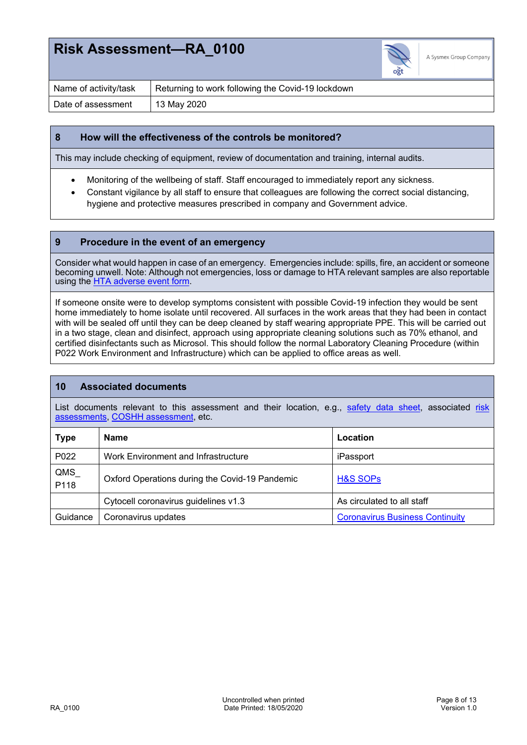# Risk Assessment—RA_0100

| Name of activity/task | Returning to work following the Covid-19 lockdown |
|---|---|
| Date of assessment | 13 May 2020 |

## 8 How will the effectiveness of the controls be monitored?

This may include checking of equipment, review of documentation and training, internal audits.

- Monitoring of the wellbeing of staff. Staff encouraged to immediately report any sickness.
- Constant vigilance by all staff to ensure that colleagues are following the correct social distancing, hygiene and protective measures prescribed in company and Government advice.

## 9 Procedure in the event of an emergency

Consider what would happen in case of an emergency. Emergencies include: spills, fire, an accident or someone becoming unwell. Note: Although not emergencies, loss or damage to HTA relevant samples are also reportable using the HTA adverse event form.

If someone onsite were to develop symptoms consistent with possible Covid-19 infection they would be sent home immediately to home isolate until recovered. All surfaces in the work areas that they had been in contact with will be sealed off until they can be deep cleaned by staff wearing appropriate PPE. This will be carried out in a two stage, clean and disinfect, approach using appropriate cleaning solutions such as 70% ethanol, and certified disinfectants such as Microsol. This should follow the normal Laboratory Cleaning Procedure (within P022 Work Environment and Infrastructure) which can be applied to office areas as well.

## 10 Associated documents

List documents relevant to this assessment and their location, e.g., safety data sheet, associated risk assessments, COSHH assessment, etc.

| Type | Name | Location |
|---|---|---|
| P022 | Work Environment and Infrastructure | iPassport |
| QMS_P118 | Oxford Operations during the Covid-19 Pandemic | H&S SOPs |
| | Cytocell coronavirus guidelines v1.3 | As circulated to all staff |
| Guidance | Coronavirus updates | Coronavirus Business Continuity |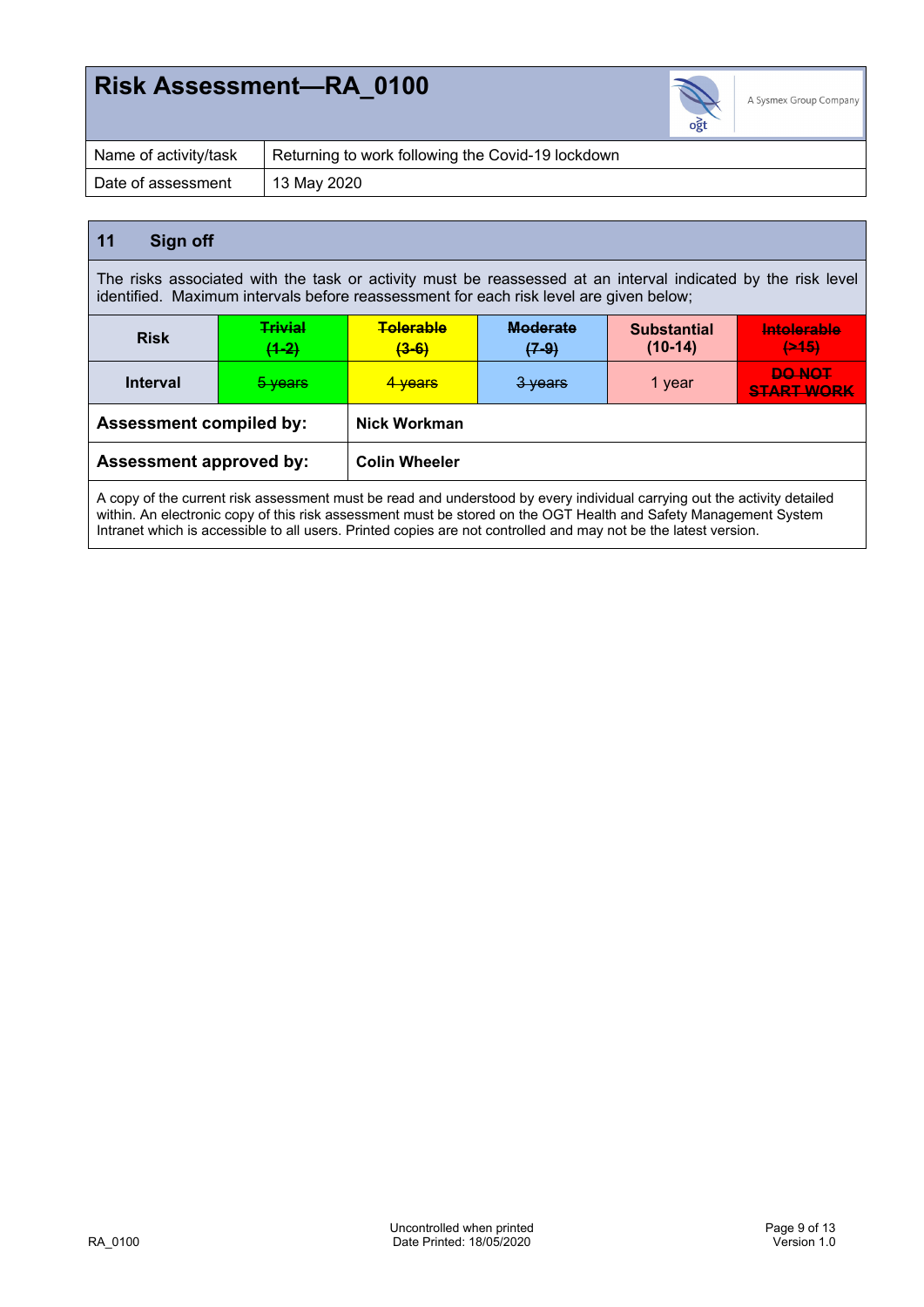# Risk Assessment—RA_0100

| Name of activity/task | Returning to work following the Covid-19 lockdown |
|---|---|
| Date of assessment | 13 May 2020 |

## 11 Sign off

The risks associated with the task or activity must be reassessed at an interval indicated by the risk level identified. Maximum intervals before reassessment for each risk level are given below;

| Risk | ~~Trivial (1-2)~~ | ~~Tolerable (3-6)~~ | ~~Moderate (7-9)~~ | **Substantial (10-14)** | ~~Intolerable (>15)~~ |
|---|---|---|---|---|---|
| **Interval** | ~~5 years~~ | ~~4 years~~ | ~~3 years~~ | 1 year | ~~DO NOT START WORK~~ |

| **Assessment compiled by:** | **Nick Workman** |
|---|---|
| **Assessment approved by:** | **Colin Wheeler** |

A copy of the current risk assessment must be read and understood by every individual carrying out the activity detailed within. An electronic copy of this risk assessment must be stored on the OGT Health and Safety Management System Intranet which is accessible to all users. Printed copies are not controlled and may not be the latest version.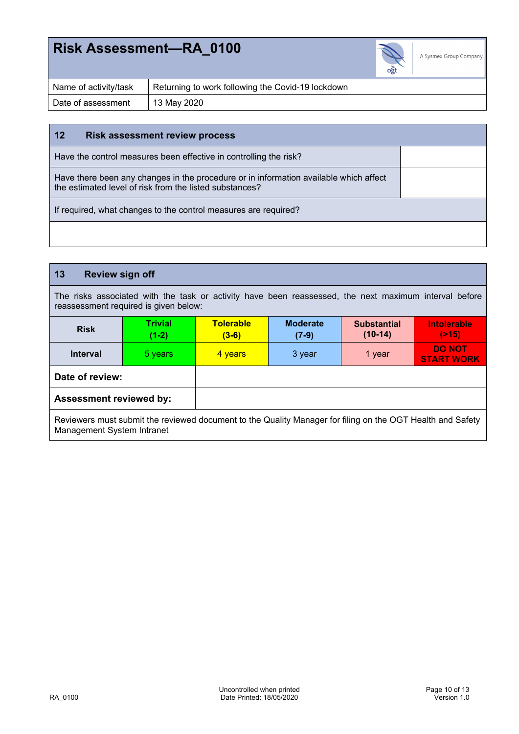# Risk Assessment—RA_0100

| Name of activity/task | Returning to work following the Covid-19 lockdown |
|---|---|
| Date of assessment | 13 May 2020 |

## 12 Risk assessment review process

| Question | Response |
|---|---|
| Have the control measures been effective in controlling the risk? | |
| Have there been any changes in the procedure or in information available which affect the estimated level of risk from the listed substances? | |
| If required, what changes to the control measures are required? | |
| | |

## 13 Review sign off

The risks associated with the task or activity have been reassessed, the next maximum interval before reassessment required is given below:

| Risk | Trivial (1-2) | Tolerable (3-6) | Moderate (7-9) | Substantial (10-14) | Intolerable (>15) |
|---|---|---|---|---|---|
| Interval | 5 years | 4 years | 3 year | 1 year | DO NOT START WORK |

| **Date of review:** | |
|---|---|
| **Assessment reviewed by:** | |

Reviewers must submit the reviewed document to the Quality Manager for filing on the OGT Health and Safety Management System Intranet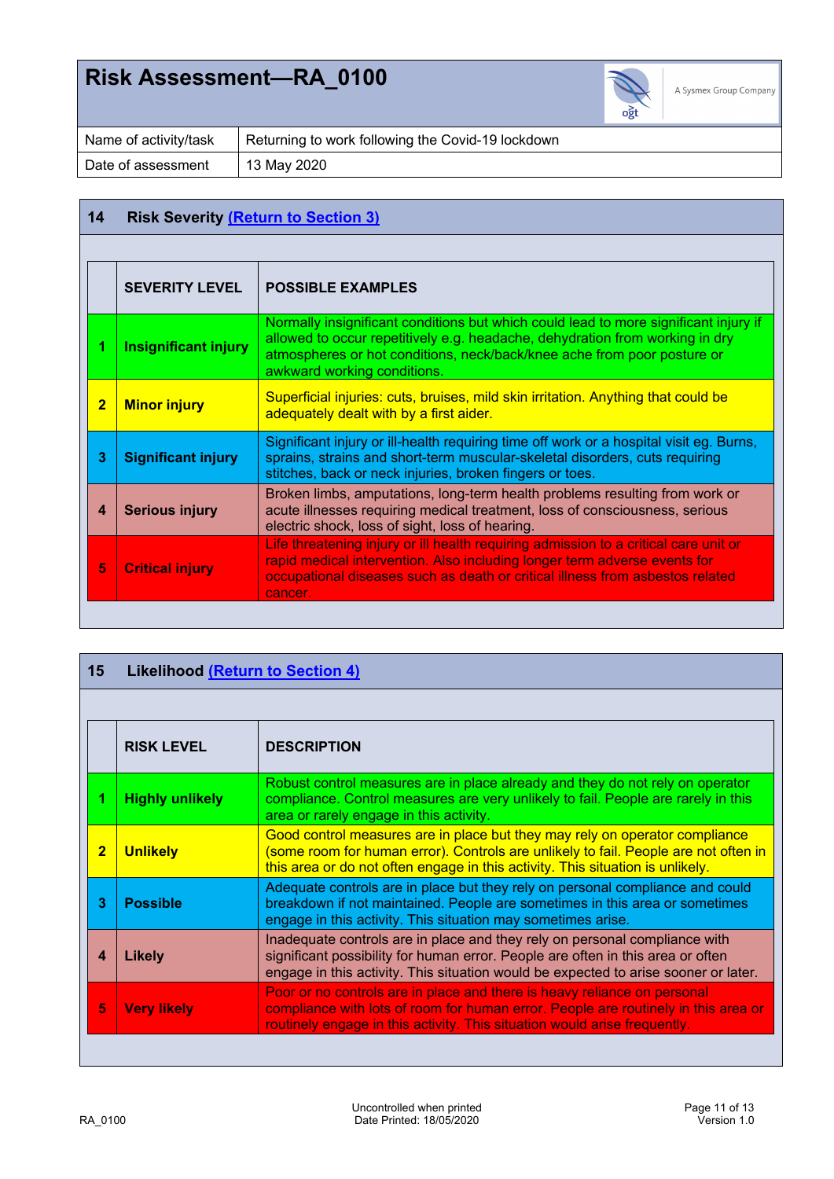# Risk Assessment—RA_0100

| Name of activity/task | Returning to work following the Covid-19 lockdown |
|---|---|
| Date of assessment | 13 May 2020 |

## 14 Risk Severity (Return to Section 3)

| | SEVERITY LEVEL | POSSIBLE EXAMPLES |
|---|---|---|
| 1 | **Insignificant injury** | Normally insignificant conditions but which could lead to more significant injury if allowed to occur repetitively e.g. headache, dehydration from working in dry atmospheres or hot conditions, neck/back/knee ache from poor posture or awkward working conditions. |
| 2 | **Minor injury** | Superficial injuries: cuts, bruises, mild skin irritation. Anything that could be adequately dealt with by a first aider. |
| 3 | **Significant injury** | Significant injury or ill-health requiring time off work or a hospital visit eg. Burns, sprains, strains and short-term muscular-skeletal disorders, cuts requiring stitches, back or neck injuries, broken fingers or toes. |
| 4 | **Serious injury** | Broken limbs, amputations, long-term health problems resulting from work or acute illnesses requiring medical treatment, loss of consciousness, serious electric shock, loss of sight, loss of hearing. |
| 5 | **Critical injury** | Life threatening injury or ill health requiring admission to a critical care unit or rapid medical intervention. Also including longer term adverse events for occupational diseases such as death or critical illness from asbestos related cancer. |

## 15 Likelihood (Return to Section 4)

| | RISK LEVEL | DESCRIPTION |
|---|---|---|
| 1 | **Highly unlikely** | Robust control measures are in place already and they do not rely on operator compliance. Control measures are very unlikely to fail. People are rarely in this area or rarely engage in this activity. |
| 2 | **Unlikely** | Good control measures are in place but they may rely on operator compliance (some room for human error). Controls are unlikely to fail. People are not often in this area or do not often engage in this activity. This situation is unlikely. |
| 3 | **Possible** | Adequate controls are in place but they rely on personal compliance and could breakdown if not maintained. People are sometimes in this area or sometimes engage in this activity. This situation may sometimes arise. |
| 4 | **Likely** | Inadequate controls are in place and they rely on personal compliance with significant possibility for human error. People are often in this area or often engage in this activity. This situation would be expected to arise sooner or later. |
| 5 | **Very likely** | Poor or no controls are in place and there is heavy reliance on personal compliance with lots of room for human error. People are routinely in this area or routinely engage in this activity. This situation would arise frequently. |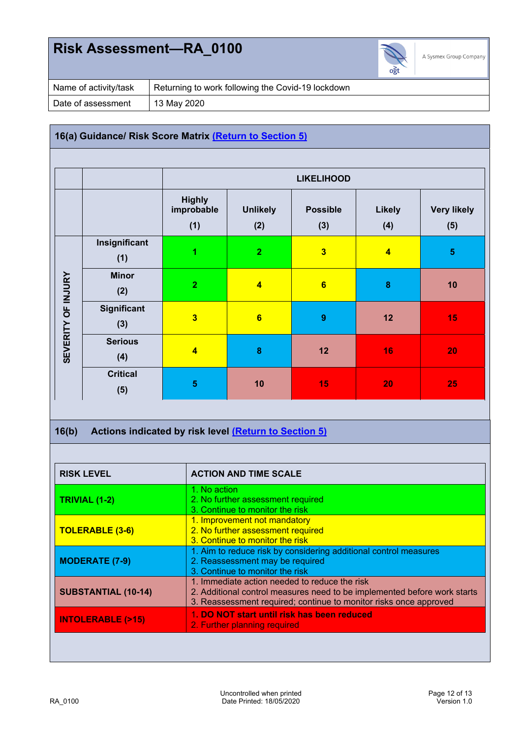# Risk Assessment—RA_0100

A Sysmex Group Company

| Name of activity/task | Returning to work following the Covid-19 lockdown |
|---|---|
| Date of assessment | 13 May 2020 |

## 16(a) Guidance/ Risk Score Matrix (Return to Section 5)

| | | LIKELIHOOD | | | | |
|---|---|---|---|---|---|---|
| | | Highly improbable (1) | Unlikely (2) | Possible (3) | Likely (4) | Very likely (5) |
| SEVERITY OF INJURY | Insignificant (1) | 1 | 2 | 3 | 4 | 5 |
| | Minor (2) | 2 | 4 | 6 | 8 | 10 |
| | Significant (3) | 3 | 6 | 9 | 12 | 15 |
| | Serious (4) | 4 | 8 | 12 | 16 | 20 |
| | Critical (5) | 5 | 10 | 15 | 20 | 25 |

## 16(b) Actions indicated by risk level (Return to Section 5)

| RISK LEVEL | ACTION AND TIME SCALE |
|---|---|
| **TRIVIAL (1-2)** | 1. No action<br>2. No further assessment required<br>3. Continue to monitor the risk |
| **TOLERABLE (3-6)** | 1. Improvement not mandatory<br>2. No further assessment required<br>3. Continue to monitor the risk |
| **MODERATE (7-9)** | 1. Aim to reduce risk by considering additional control measures<br>2. Reassessment may be required<br>3. Continue to monitor the risk |
| **SUBSTANTIAL (10-14)** | 1. Immediate action needed to reduce the risk<br>2. Additional control measures need to be implemented before work starts<br>3. Reassessment required; continue to monitor risks once approved |
| **INTOLERABLE (>15)** | 1. **DO NOT start until risk has been reduced**<br>2. Further planning required |

RA_0100 — Uncontrolled when printed — Date Printed: 18/05/2020 — Version 1.0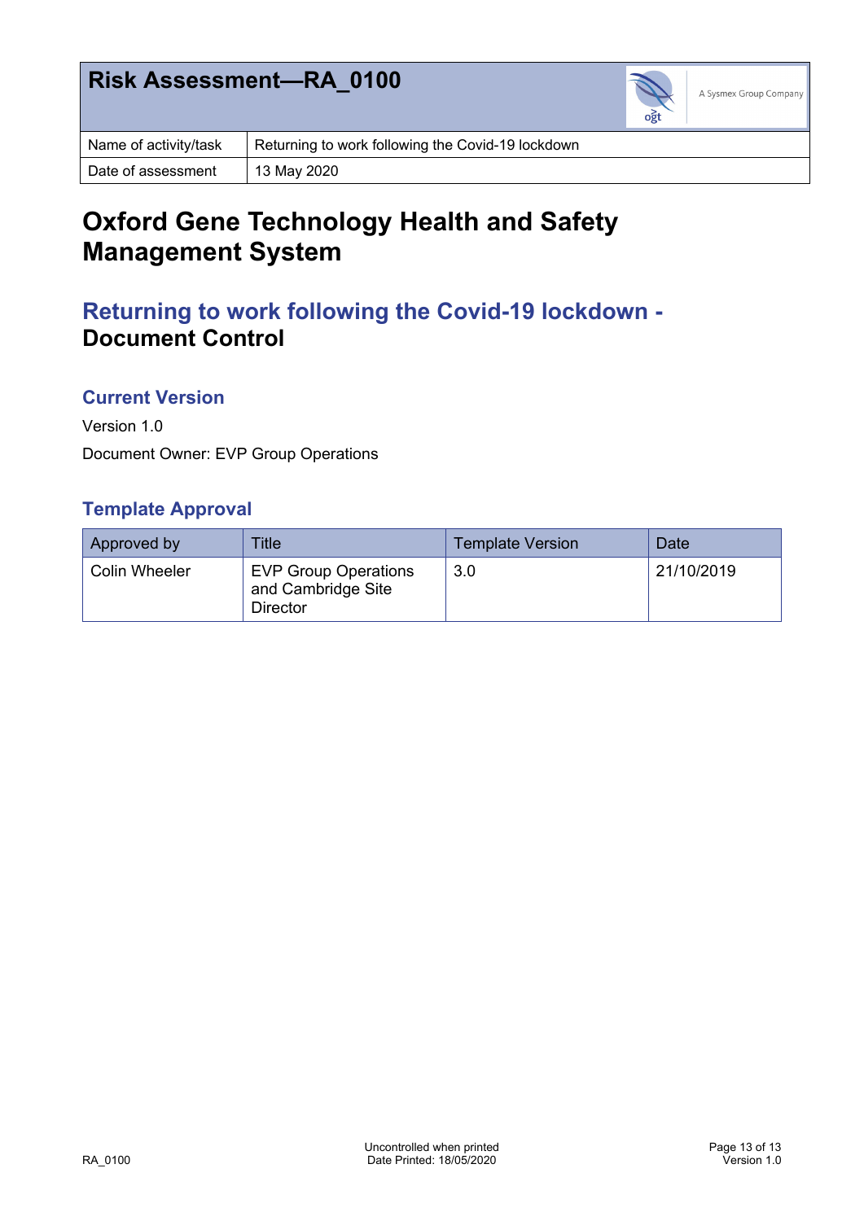| Risk Assessment—RA_0100 | |
|---|---|
| Name of activity/task | Returning to work following the Covid-19 lockdown |
| Date of assessment | 13 May 2020 |

# Oxford Gene Technology Health and Safety Management System

## Returning to work following the Covid-19 lockdown - Document Control

### Current Version

Version 1.0

Document Owner: EVP Group Operations

### Template Approval

| Approved by | Title | Template Version | Date |
|---|---|---|---|
| Colin Wheeler | EVP Group Operations and Cambridge Site Director | 3.0 | 21/10/2019 |